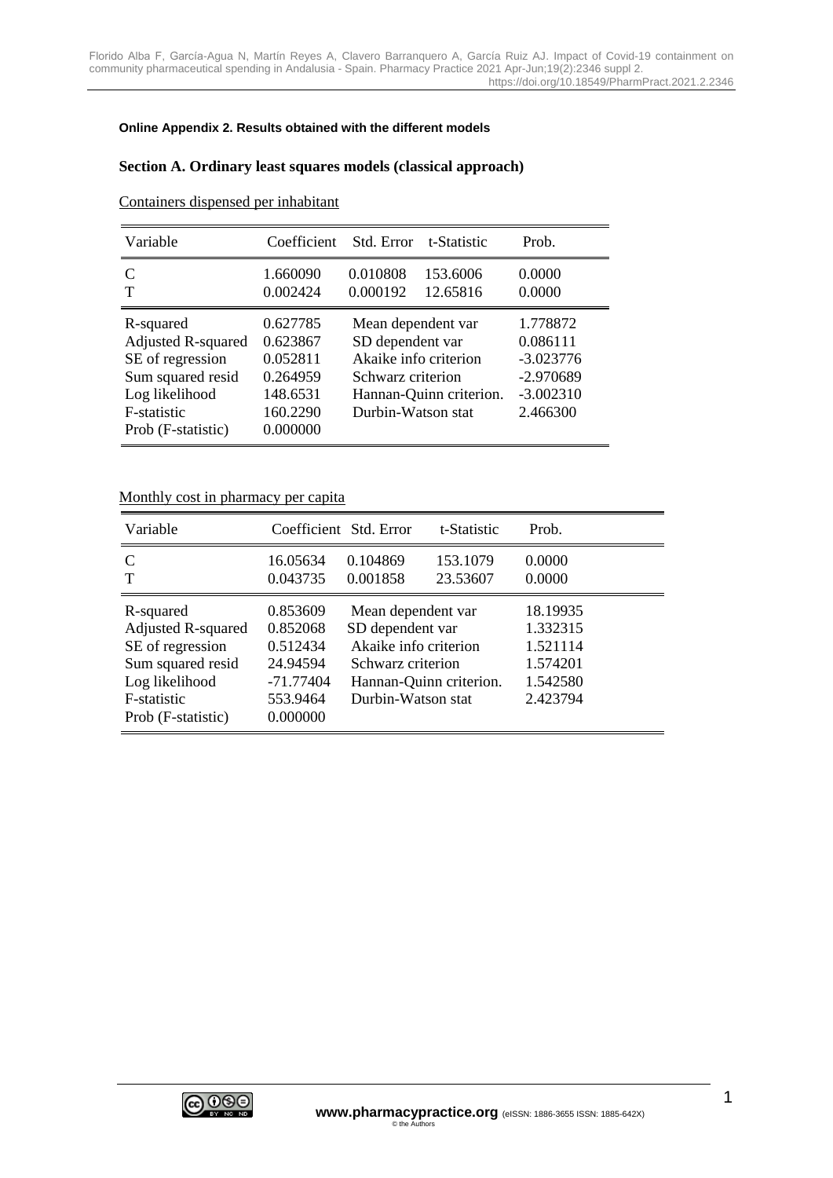**Online Appendix 2. Results obtained with the different models**

## Section A. Ordinary least squares models (classical approach)

Containers dispensed per inhabitant

| Variable | Coefficient | Std. Error | t-Statistic | Prob. |
|---|---|---|---|---|
| C | 1.660090 | 0.010808 | 153.6006 | 0.0000 |
| T | 0.002424 | 0.000192 | 12.65816 | 0.0000 |

| | | | |
|---|---|---|---|
| R-squared | 0.627785 | Mean dependent var | 1.778872 |
| Adjusted R-squared | 0.623867 | SD dependent var | 0.086111 |
| SE of regression | 0.052811 | Akaike info criterion | -3.023776 |
| Sum squared resid | 0.264959 | Schwarz criterion | -2.970689 |
| Log likelihood | 148.6531 | Hannan-Quinn criterion. | -3.002310 |
| F-statistic | 160.2290 | Durbin-Watson stat | 2.466300 |
| Prob (F-statistic) | 0.000000 | | |

Monthly cost in pharmacy per capita

| Variable | Coefficient | Std. Error | t-Statistic | Prob. |
|---|---|---|---|---|
| C | 16.05634 | 0.104869 | 153.1079 | 0.0000 |
| T | 0.043735 | 0.001858 | 23.53607 | 0.0000 |

| | | | |
|---|---|---|---|
| R-squared | 0.853609 | Mean dependent var | 18.19935 |
| Adjusted R-squared | 0.852068 | SD dependent var | 1.332315 |
| SE of regression | 0.512434 | Akaike info criterion | 1.521114 |
| Sum squared resid | 24.94594 | Schwarz criterion | 1.574201 |
| Log likelihood | -71.77404 | Hannan-Quinn criterion. | 1.542580 |
| F-statistic | 553.9464 | Durbin-Watson stat | 2.423794 |
| Prob (F-statistic) | 0.000000 | | |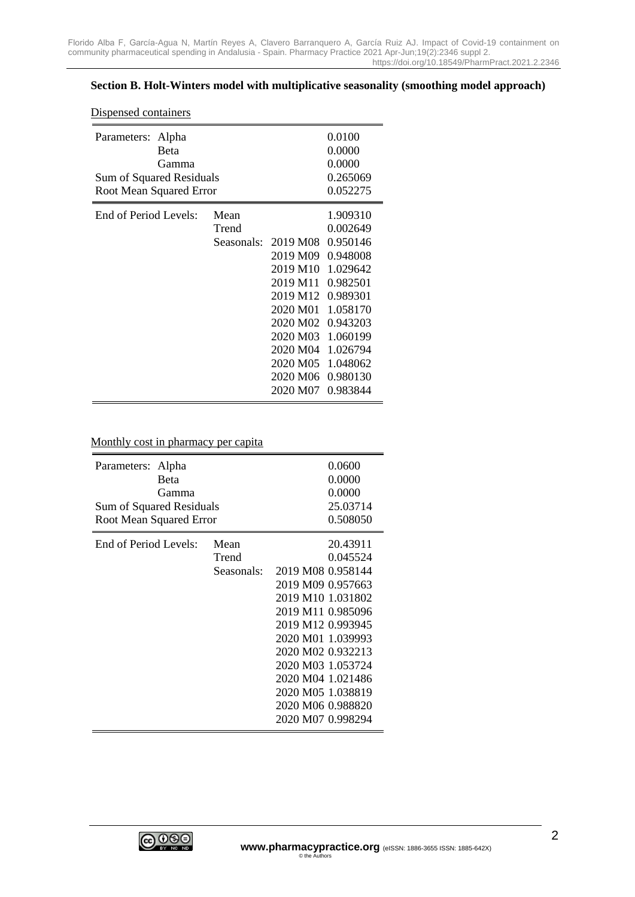### Section B. Holt-Winters model with multiplicative seasonality (smoothing model approach)

Dispensed containers

| | | | |
|---|---|---|---|
| Parameters: Alpha | | | 0.0100 |
| Beta | | | 0.0000 |
| Gamma | | | 0.0000 |
| Sum of Squared Residuals | | | 0.265069 |
| Root Mean Squared Error | | | 0.052275 |
| End of Period Levels: | Mean | | 1.909310 |
| | Trend | | 0.002649 |
| | Seasonals: | 2019 M08 | 0.950146 |
| | | 2019 M09 | 0.948008 |
| | | 2019 M10 | 1.029642 |
| | | 2019 M11 | 0.982501 |
| | | 2019 M12 | 0.989301 |
| | | 2020 M01 | 1.058170 |
| | | 2020 M02 | 0.943203 |
| | | 2020 M03 | 1.060199 |
| | | 2020 M04 | 1.026794 |
| | | 2020 M05 | 1.048062 |
| | | 2020 M06 | 0.980130 |
| | | 2020 M07 | 0.983844 |

Monthly cost in pharmacy per capita

| | | | |
|---|---|---|---|
| Parameters: Alpha | | | 0.0600 |
| Beta | | | 0.0000 |
| Gamma | | | 0.0000 |
| Sum of Squared Residuals | | | 25.03714 |
| Root Mean Squared Error | | | 0.508050 |
| End of Period Levels: | Mean | | 20.43911 |
| | Trend | | 0.045524 |
| | Seasonals: | 2019 M08 | 0.958144 |
| | | 2019 M09 | 0.957663 |
| | | 2019 M10 | 1.031802 |
| | | 2019 M11 | 0.985096 |
| | | 2019 M12 | 0.993945 |
| | | 2020 M01 | 1.039993 |
| | | 2020 M02 | 0.932213 |
| | | 2020 M03 | 1.053724 |
| | | 2020 M04 | 1.021486 |
| | | 2020 M05 | 1.038819 |
| | | 2020 M06 | 0.988820 |
| | | 2020 M07 | 0.998294 |